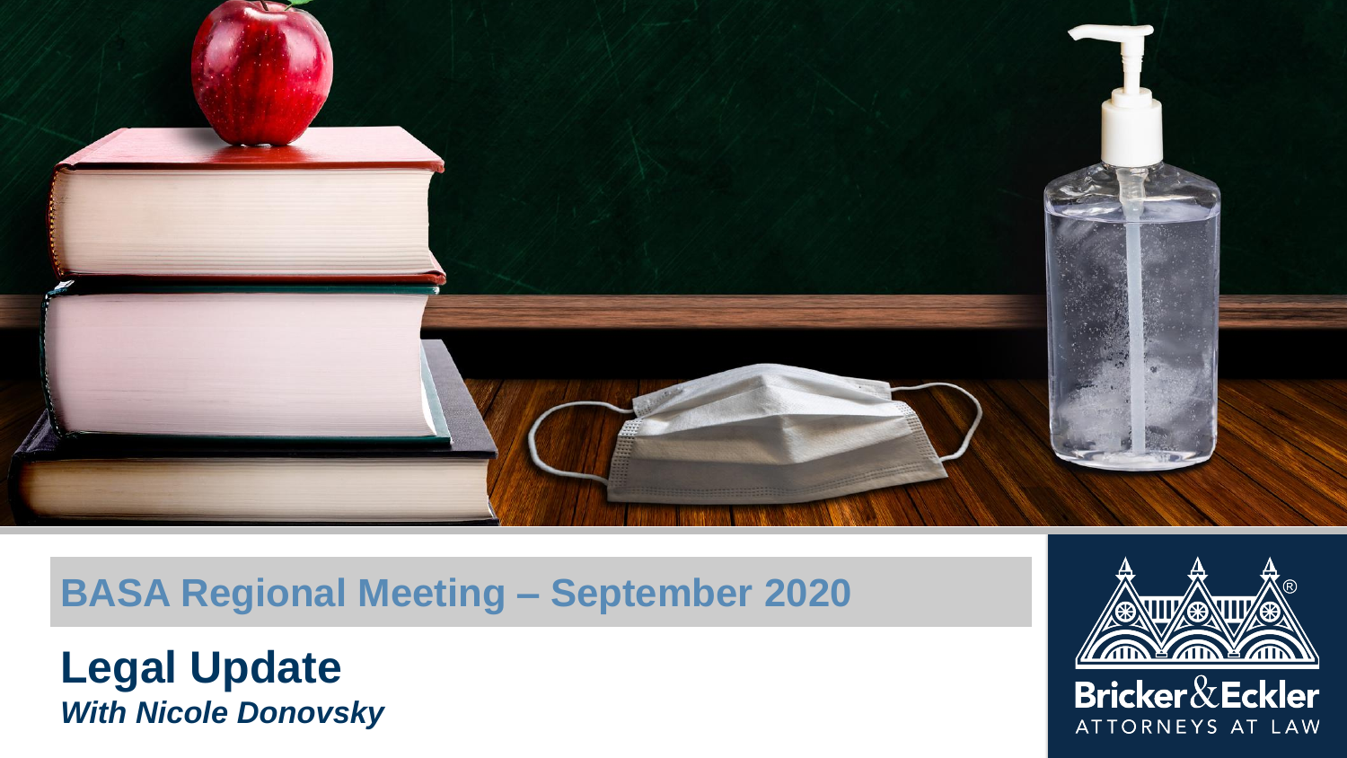## BASA Regional Meeting – September 2020

# Legal Update

***With Nicole Donovsky***

Bricker & Eckler
ATTORNEYS AT LAW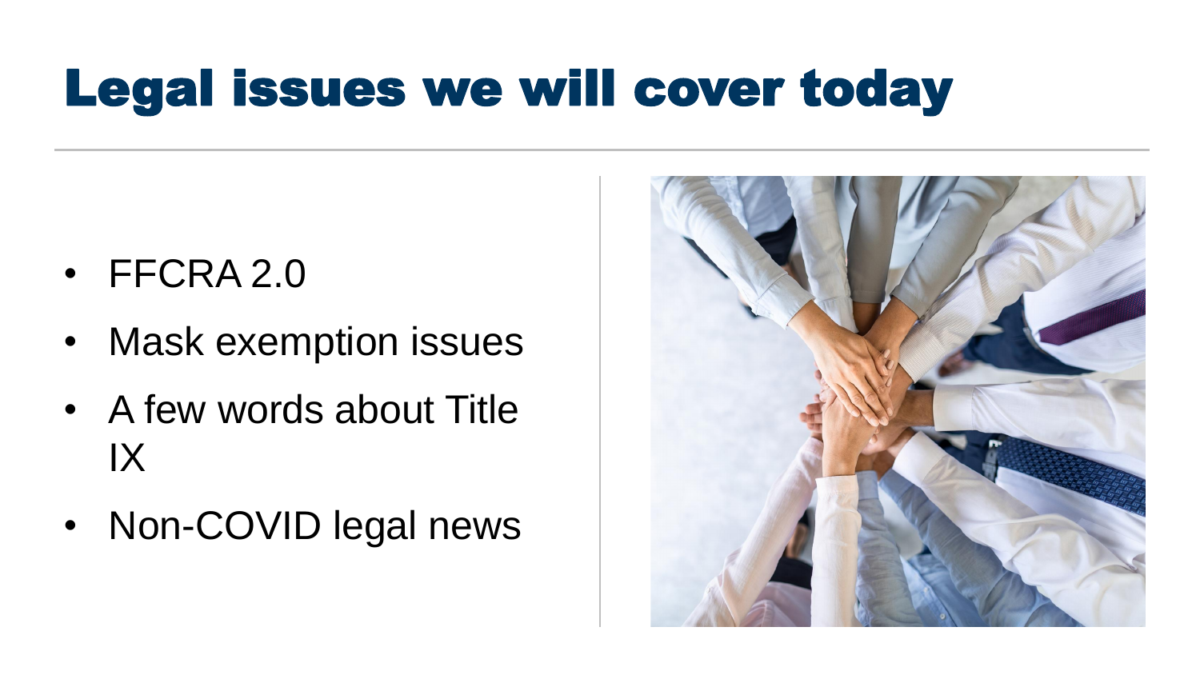# Legal issues we will cover today

- FFCRA 2.0
- Mask exemption issues
- A few words about Title IX
- Non-COVID legal news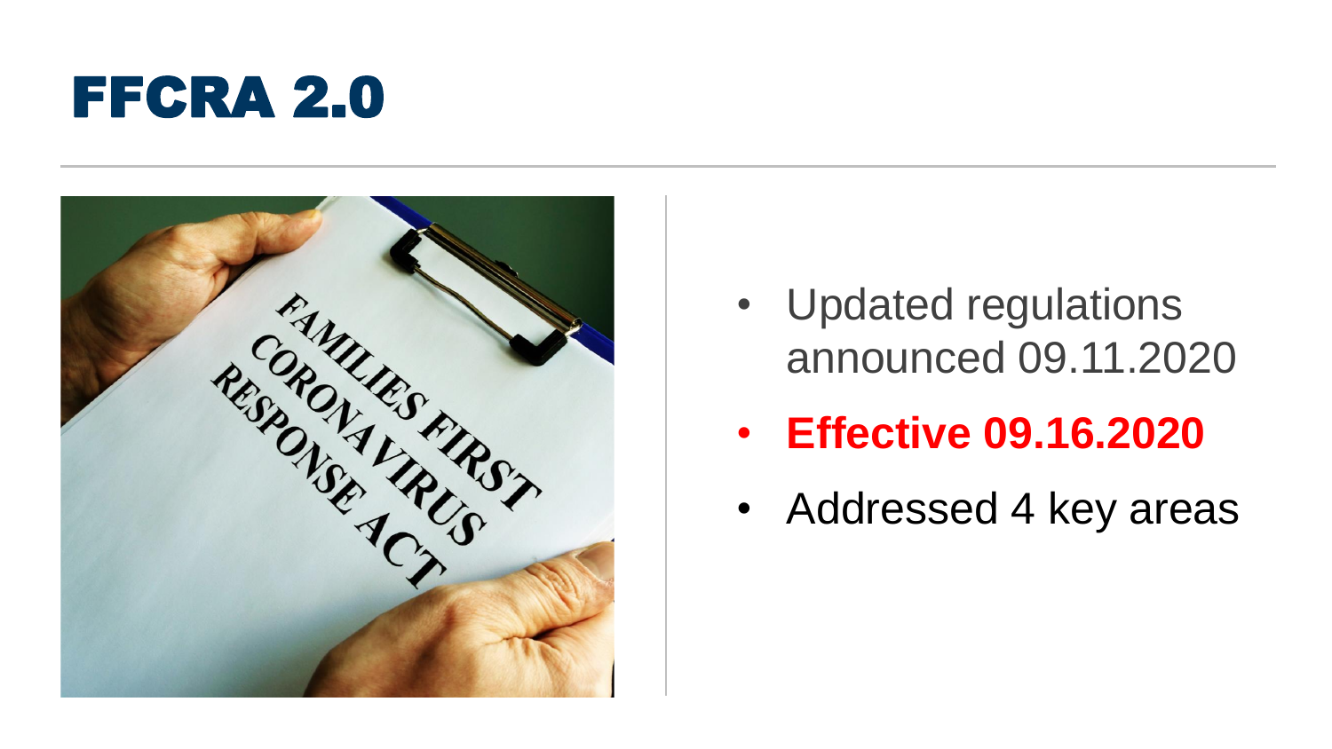# FFCRA 2.0

- Updated regulations announced 09.11.2020
- **Effective 09.16.2020**
- Addressed 4 key areas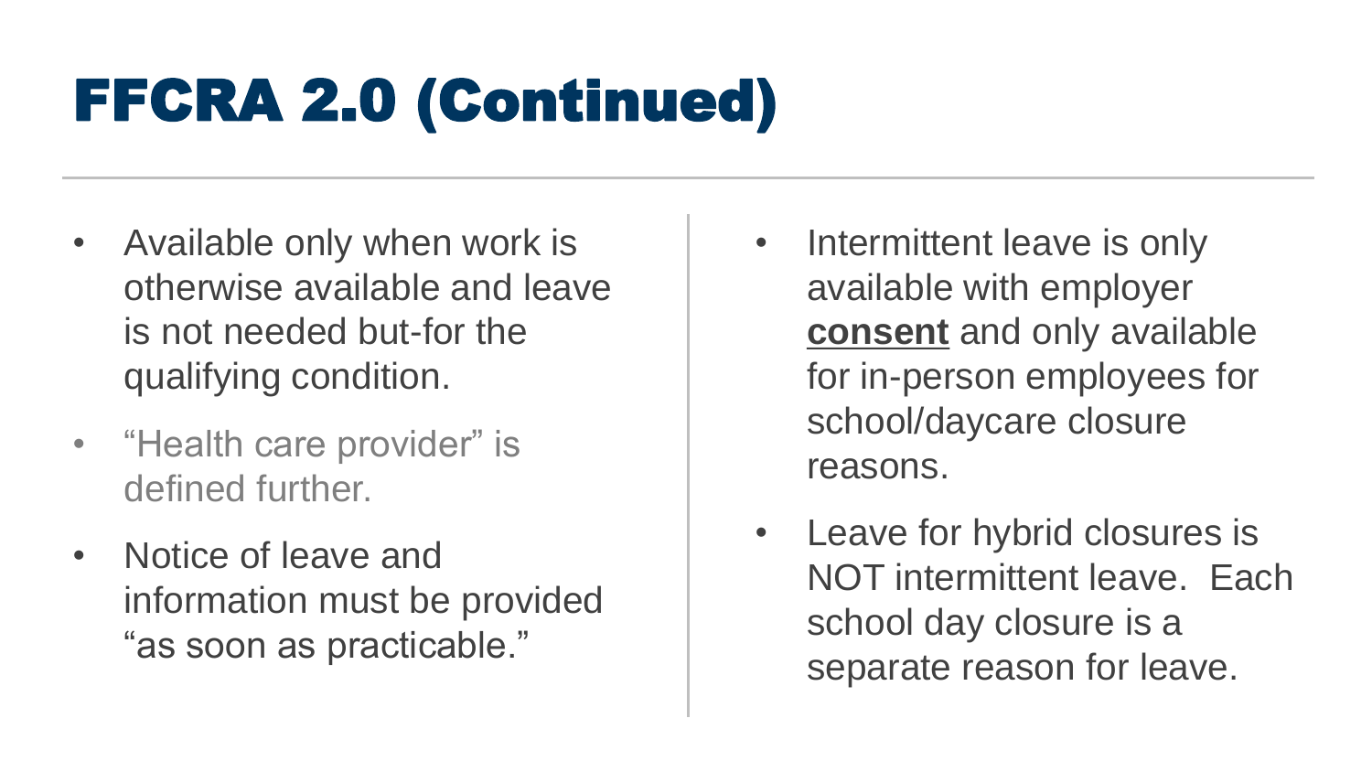# FFCRA 2.0 (Continued)

- Available only when work is otherwise available and leave is not needed but-for the qualifying condition.
- "Health care provider" is defined further.
- Notice of leave and information must be provided "as soon as practicable."
- Intermittent leave is only available with employer **consent** and only available for in-person employees for school/daycare closure reasons.
- Leave for hybrid closures is NOT intermittent leave. Each school day closure is a separate reason for leave.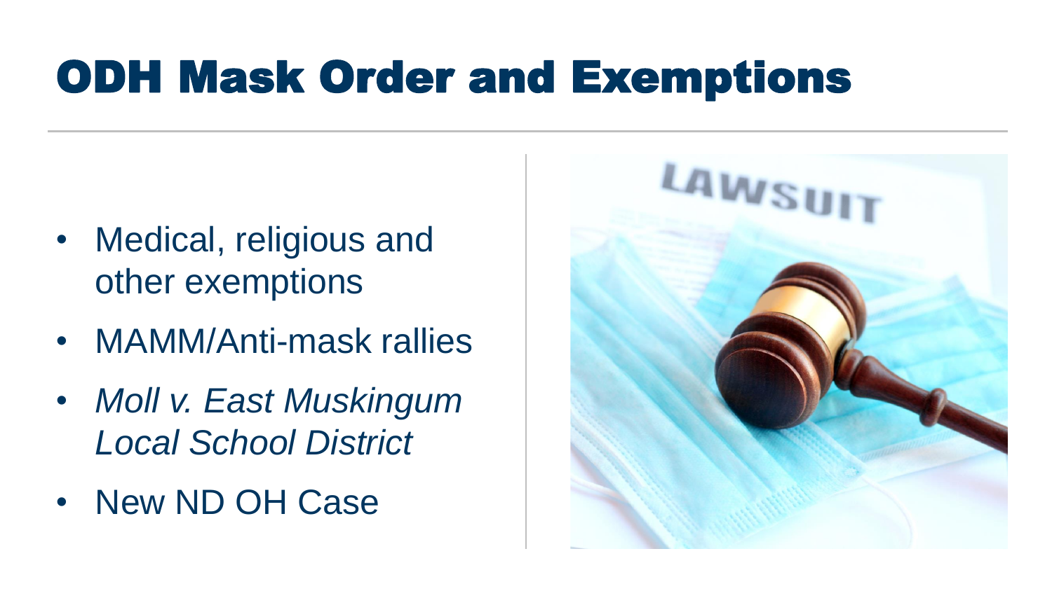# ODH Mask Order and Exemptions

- Medical, religious and other exemptions
- MAMM/Anti-mask rallies
- *Moll v. East Muskingum Local School District*
- New ND OH Case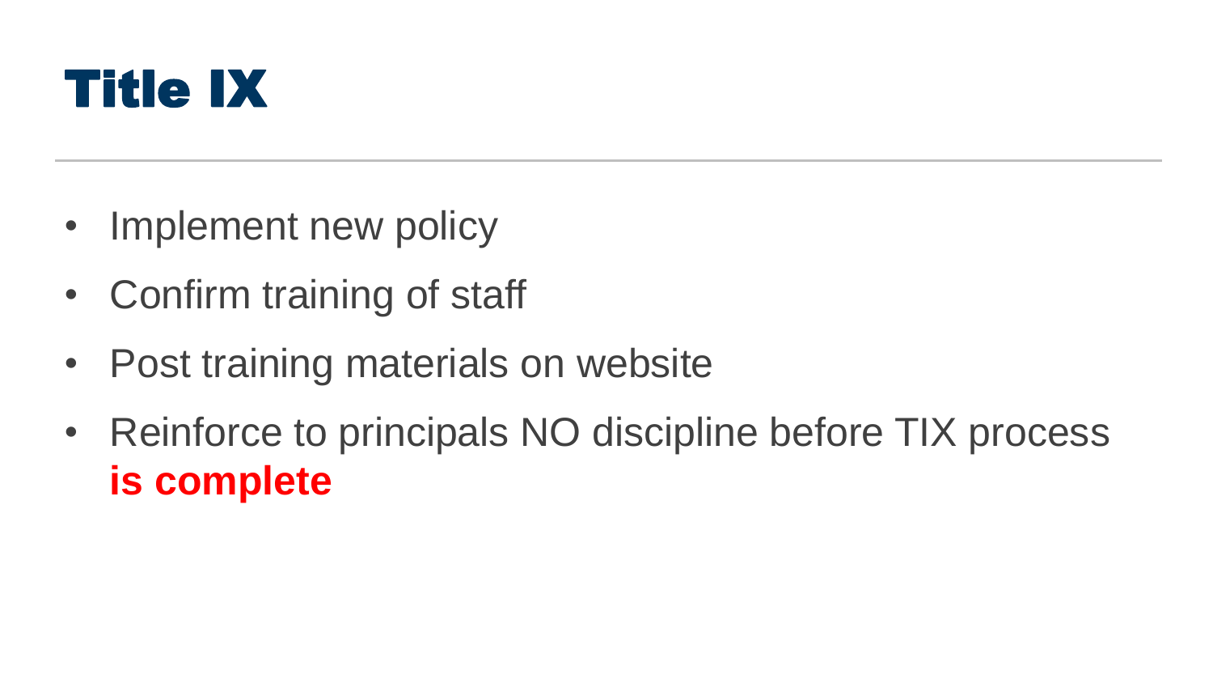# Title IX

- Implement new policy
- Confirm training of staff
- Post training materials on website
- Reinforce to principals NO discipline before TIX process **is complete**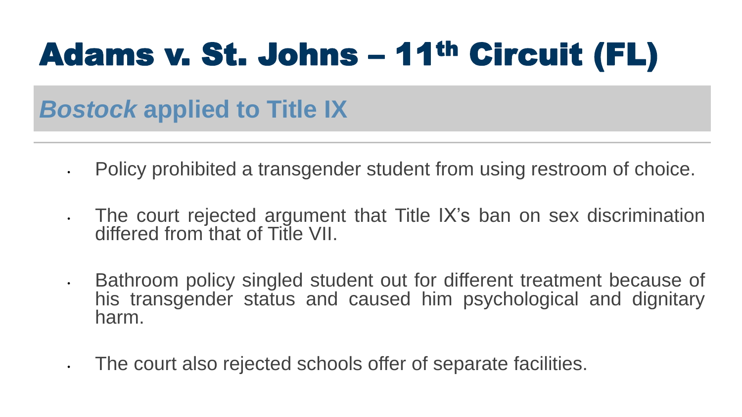# Adams v. St. Johns – 11th Circuit (FL)

## *Bostock* applied to Title IX

- Policy prohibited a transgender student from using restroom of choice.
- The court rejected argument that Title IX's ban on sex discrimination differed from that of Title VII.
- Bathroom policy singled student out for different treatment because of his transgender status and caused him psychological and dignitary harm.
- The court also rejected schools offer of separate facilities.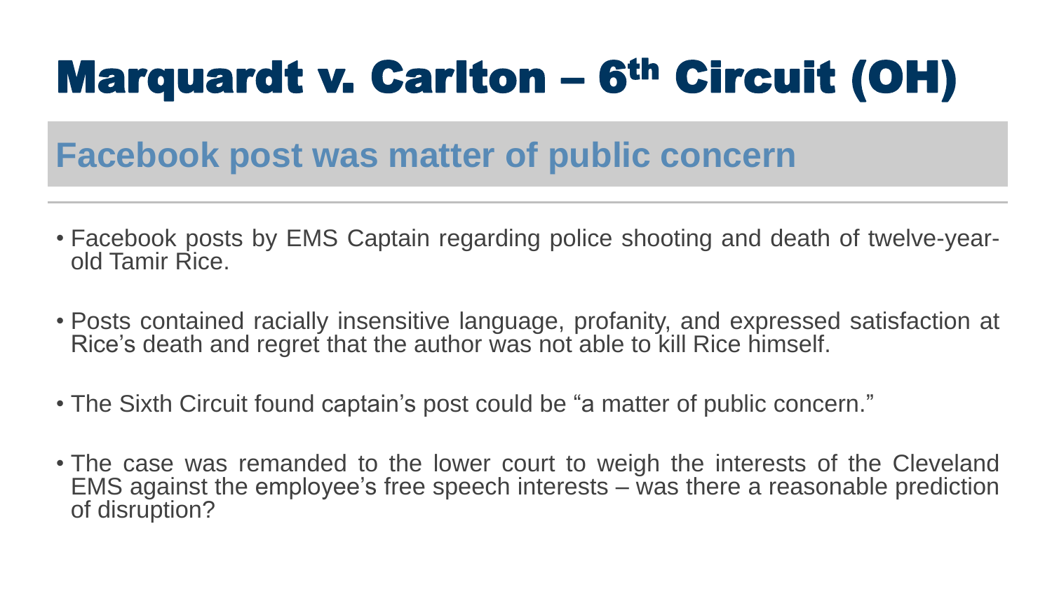# Marquardt v. Carlton – 6th Circuit (OH)

## Facebook post was matter of public concern

- Facebook posts by EMS Captain regarding police shooting and death of twelve-year-old Tamir Rice.
- Posts contained racially insensitive language, profanity, and expressed satisfaction at Rice's death and regret that the author was not able to kill Rice himself.
- The Sixth Circuit found captain's post could be "a matter of public concern."
- The case was remanded to the lower court to weigh the interests of the Cleveland EMS against the employee's free speech interests – was there a reasonable prediction of disruption?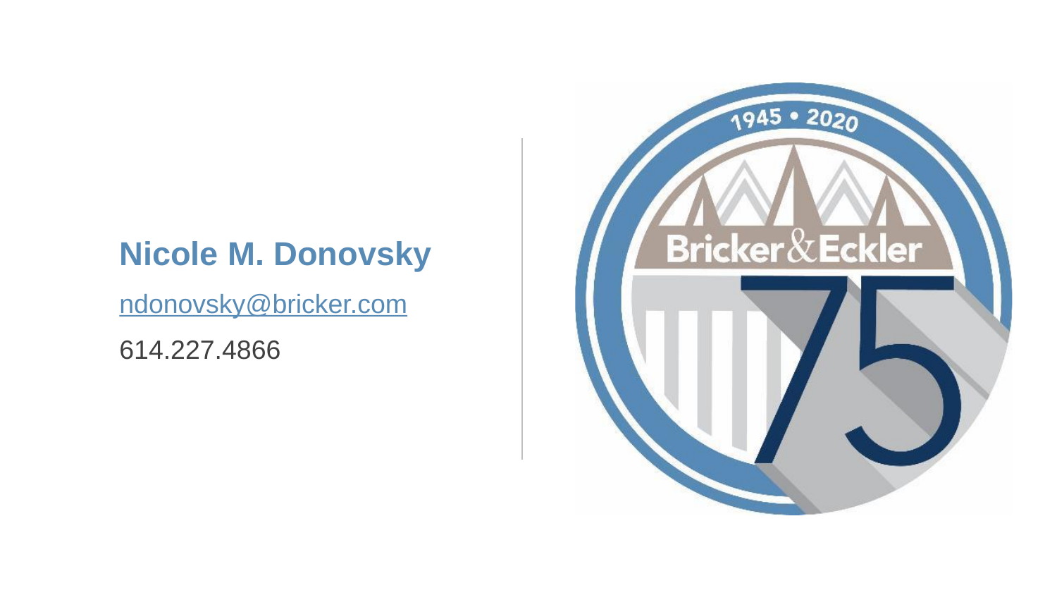**Nicole M. Donovsky**

ndonovsky@bricker.com

614.227.4866